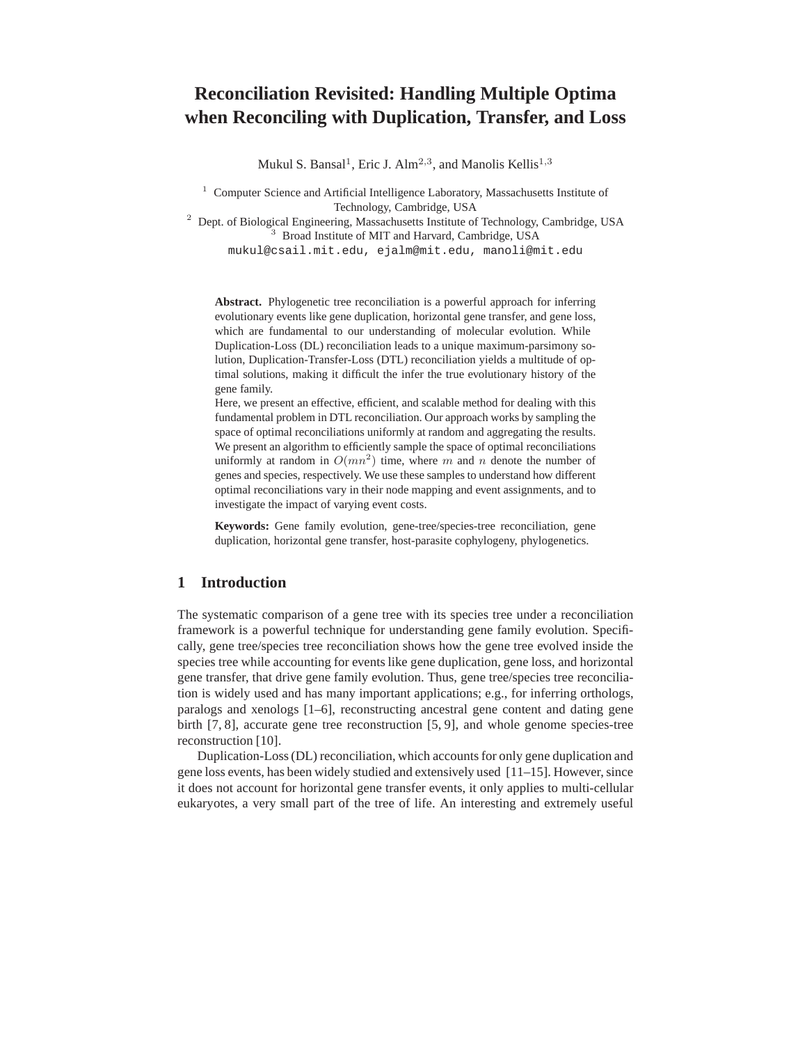# Reconciliation Revisited: Handling Multiple Optima when Reconciling with Duplication, Transfer, and Loss

Mukul S. Bansal[1], Eric J. Alm[2,3], and Manolis Kellis[1,3]

[1] Computer Science and Artificial Intelligence Laboratory, Massachusetts Institute of Technology, Cambridge, USA

[2] Dept. of Biological Engineering, Massachusetts Institute of Technology, Cambridge, USA

[3] Broad Institute of MIT and Harvard, Cambridge, USA

mukul@csail.mit.edu, ejalm@mit.edu, manoli@mit.edu

**Abstract.** Phylogenetic tree reconciliation is a powerful approach for inferring evolutionary events like gene duplication, horizontal gene transfer, and gene loss, which are fundamental to our understanding of molecular evolution. While Duplication-Loss (DL) reconciliation leads to a unique maximum-parsimony solution, Duplication-Transfer-Loss (DTL) reconciliation yields a multitude of optimal solutions, making it difficult the infer the true evolutionary history of the gene family.

Here, we present an effective, efficient, and scalable method for dealing with this fundamental problem in DTL reconciliation. Our approach works by sampling the space of optimal reconciliations uniformly at random and aggregating the results. We present an algorithm to efficiently sample the space of optimal reconciliations uniformly at random in $O(mn^2)$ time, where $m$ and $n$ denote the number of genes and species, respectively. We use these samples to understand how different optimal reconciliations vary in their node mapping and event assignments, and to investigate the impact of varying event costs.

**Keywords:** Gene family evolution, gene-tree/species-tree reconciliation, gene duplication, horizontal gene transfer, host-parasite cophylogeny, phylogenetics.

## 1 Introduction

The systematic comparison of a gene tree with its species tree under a reconciliation framework is a powerful technique for understanding gene family evolution. Specifically, gene tree/species tree reconciliation shows how the gene tree evolved inside the species tree while accounting for events like gene duplication, gene loss, and horizontal gene transfer, that drive gene family evolution. Thus, gene tree/species tree reconciliation is widely used and has many important applications; e.g., for inferring orthologs, paralogs and xenologs [1–6], reconstructing ancestral gene content and dating gene birth [7, 8], accurate gene tree reconstruction [5, 9], and whole genome species-tree reconstruction [10].

Duplication-Loss (DL) reconciliation, which accounts for only gene duplication and gene loss events, has been widely studied and extensively used [11–15]. However, since it does not account for horizontal gene transfer events, it only applies to multi-cellular eukaryotes, a very small part of the tree of life. An interesting and extremely useful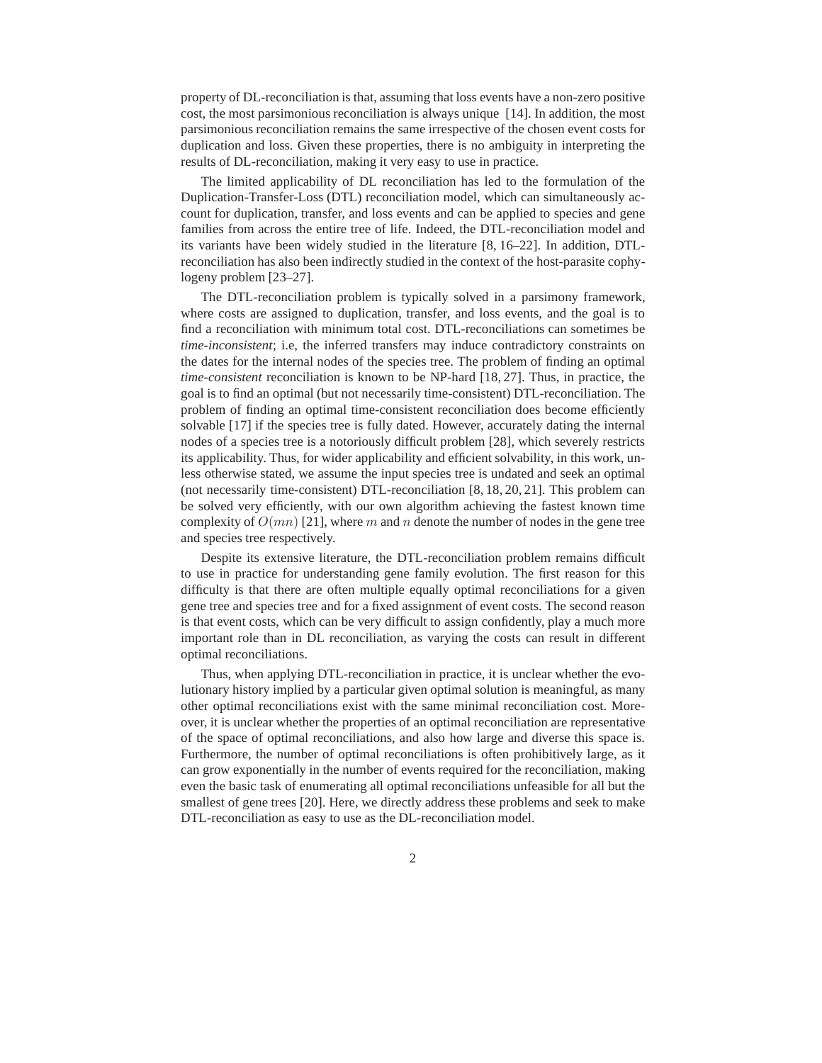property of DL-reconciliation is that, assuming that loss events have a non-zero positive cost, the most parsimonious reconciliation is always unique [14]. In addition, the most parsimonious reconciliation remains the same irrespective of the chosen event costs for duplication and loss. Given these properties, there is no ambiguity in interpreting the results of DL-reconciliation, making it very easy to use in practice.

The limited applicability of DL reconciliation has led to the formulation of the Duplication-Transfer-Loss (DTL) reconciliation model, which can simultaneously account for duplication, transfer, and loss events and can be applied to species and gene families from across the entire tree of life. Indeed, the DTL-reconciliation model and its variants have been widely studied in the literature [8, 16–22]. In addition, DTL-reconciliation has also been indirectly studied in the context of the host-parasite cophylogeny problem [23–27].

The DTL-reconciliation problem is typically solved in a parsimony framework, where costs are assigned to duplication, transfer, and loss events, and the goal is to find a reconciliation with minimum total cost. DTL-reconciliations can sometimes be *time-inconsistent*; i.e, the inferred transfers may induce contradictory constraints on the dates for the internal nodes of the species tree. The problem of finding an optimal *time-consistent* reconciliation is known to be NP-hard [18, 27]. Thus, in practice, the goal is to find an optimal (but not necessarily time-consistent) DTL-reconciliation. The problem of finding an optimal time-consistent reconciliation does become efficiently solvable [17] if the species tree is fully dated. However, accurately dating the internal nodes of a species tree is a notoriously difficult problem [28], which severely restricts its applicability. Thus, for wider applicability and efficient solvability, in this work, unless otherwise stated, we assume the input species tree is undated and seek an optimal (not necessarily time-consistent) DTL-reconciliation [8, 18, 20, 21]. This problem can be solved very efficiently, with our own algorithm achieving the fastest known time complexity of $O(mn)$ [21], where $m$ and $n$ denote the number of nodes in the gene tree and species tree respectively.

Despite its extensive literature, the DTL-reconciliation problem remains difficult to use in practice for understanding gene family evolution. The first reason for this difficulty is that there are often multiple equally optimal reconciliations for a given gene tree and species tree and for a fixed assignment of event costs. The second reason is that event costs, which can be very difficult to assign confidently, play a much more important role than in DL reconciliation, as varying the costs can result in different optimal reconciliations.

Thus, when applying DTL-reconciliation in practice, it is unclear whether the evolutionary history implied by a particular given optimal solution is meaningful, as many other optimal reconciliations exist with the same minimal reconciliation cost. Moreover, it is unclear whether the properties of an optimal reconciliation are representative of the space of optimal reconciliations, and also how large and diverse this space is. Furthermore, the number of optimal reconciliations is often prohibitively large, as it can grow exponentially in the number of events required for the reconciliation, making even the basic task of enumerating all optimal reconciliations unfeasible for all but the smallest of gene trees [20]. Here, we directly address these problems and seek to make DTL-reconciliation as easy to use as the DL-reconciliation model.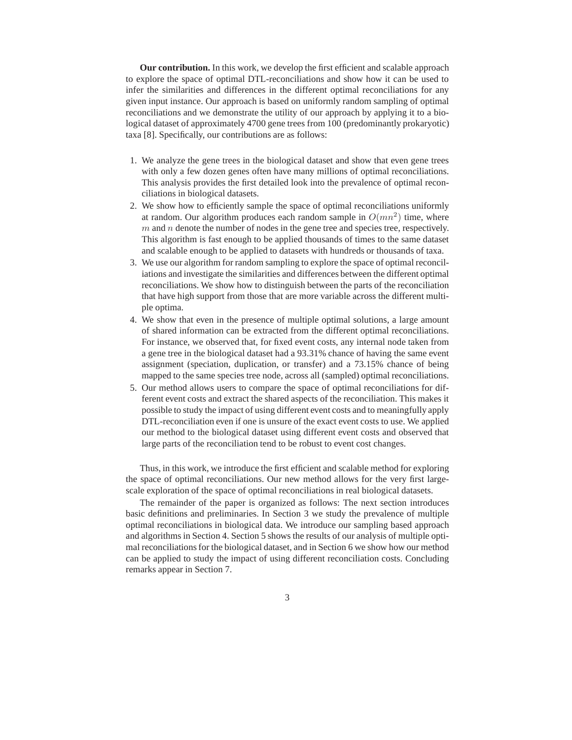**Our contribution.** In this work, we develop the first efficient and scalable approach to explore the space of optimal DTL-reconciliations and show how it can be used to infer the similarities and differences in the different optimal reconciliations for any given input instance. Our approach is based on uniformly random sampling of optimal reconciliations and we demonstrate the utility of our approach by applying it to a biological dataset of approximately 4700 gene trees from 100 (predominantly prokaryotic) taxa [8]. Specifically, our contributions are as follows:

1. We analyze the gene trees in the biological dataset and show that even gene trees with only a few dozen genes often have many millions of optimal reconciliations. This analysis provides the first detailed look into the prevalence of optimal reconciliations in biological datasets.
2. We show how to efficiently sample the space of optimal reconciliations uniformly at random. Our algorithm produces each random sample in $O(mn^2)$ time, where $m$ and $n$ denote the number of nodes in the gene tree and species tree, respectively. This algorithm is fast enough to be applied thousands of times to the same dataset and scalable enough to be applied to datasets with hundreds or thousands of taxa.
3. We use our algorithm for random sampling to explore the space of optimal reconciliations and investigate the similarities and differences between the different optimal reconciliations. We show how to distinguish between the parts of the reconciliation that have high support from those that are more variable across the different multiple optima.
4. We show that even in the presence of multiple optimal solutions, a large amount of shared information can be extracted from the different optimal reconciliations. For instance, we observed that, for fixed event costs, any internal node taken from a gene tree in the biological dataset had a 93.31% chance of having the same event assignment (speciation, duplication, or transfer) and a 73.15% chance of being mapped to the same species tree node, across all (sampled) optimal reconciliations.
5. Our method allows users to compare the space of optimal reconciliations for different event costs and extract the shared aspects of the reconciliation. This makes it possible to study the impact of using different event costs and to meaningfully apply DTL-reconciliation even if one is unsure of the exact event costs to use. We applied our method to the biological dataset using different event costs and observed that large parts of the reconciliation tend to be robust to event cost changes.

Thus, in this work, we introduce the first efficient and scalable method for exploring the space of optimal reconciliations. Our new method allows for the very first large-scale exploration of the space of optimal reconciliations in real biological datasets.

The remainder of the paper is organized as follows: The next section introduces basic definitions and preliminaries. In Section 3 we study the prevalence of multiple optimal reconciliations in biological data. We introduce our sampling based approach and algorithms in Section 4. Section 5 shows the results of our analysis of multiple optimal reconciliations for the biological dataset, and in Section 6 we show how our method can be applied to study the impact of using different reconciliation costs. Concluding remarks appear in Section 7.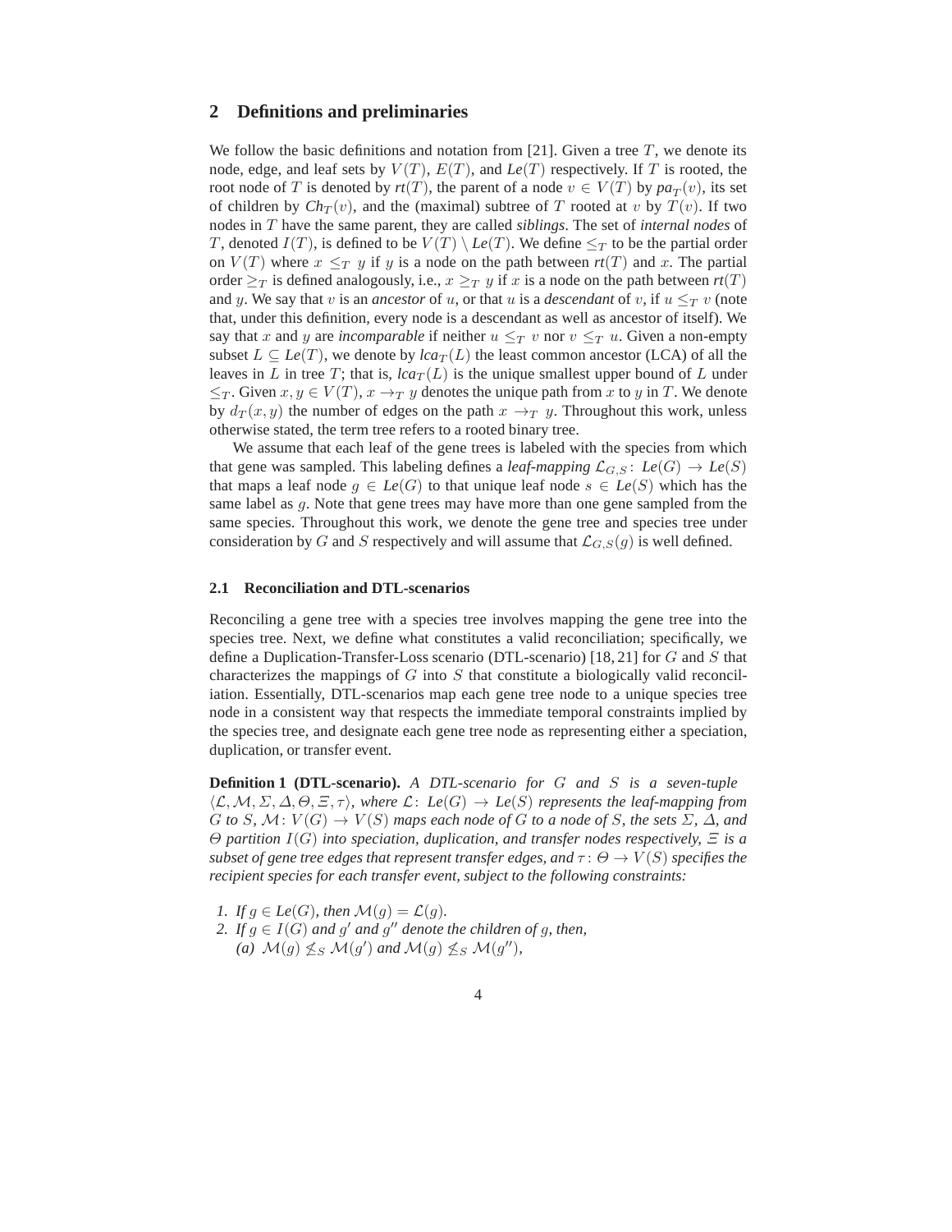## 2 Definitions and preliminaries

We follow the basic definitions and notation from [21]. Given a tree $T$, we denote its node, edge, and leaf sets by $V(T)$, $E(T)$, and $Le(T)$ respectively. If $T$ is rooted, the root node of $T$ is denoted by $rt(T)$, the parent of a node $v \in V(T)$ by $pa_T(v)$, its set of children by $Ch_T(v)$, and the (maximal) subtree of $T$ rooted at $v$ by $T(v)$. If two nodes in $T$ have the same parent, they are called *siblings*. The set of *internal nodes* of $T$, denoted $I(T)$, is defined to be $V(T) \setminus Le(T)$. We define $\leq_T$ to be the partial order on $V(T)$ where $x \leq_T y$ if $y$ is a node on the path between $rt(T)$ and $x$. The partial order $\geq_T$ is defined analogously, i.e., $x \geq_T y$ if $x$ is a node on the path between $rt(T)$ and $y$. We say that $v$ is an *ancestor* of $u$, or that $u$ is a *descendant* of $v$, if $u \leq_T v$ (note that, under this definition, every node is a descendant as well as ancestor of itself). We say that $x$ and $y$ are *incomparable* if neither $u \leq_T v$ nor $v \leq_T u$. Given a non-empty subset $L \subseteq Le(T)$, we denote by $lca_T(L)$ the least common ancestor (LCA) of all the leaves in $L$ in tree $T$; that is, $lca_T(L)$ is the unique smallest upper bound of $L$ under $\leq_T$. Given $x, y \in V(T)$, $x \rightarrow_T y$ denotes the unique path from $x$ to $y$ in $T$. We denote by $d_T(x, y)$ the number of edges on the path $x \rightarrow_T y$. Throughout this work, unless otherwise stated, the term tree refers to a rooted binary tree.

We assume that each leaf of the gene trees is labeled with the species from which that gene was sampled. This labeling defines a *leaf-mapping* $\mathcal{L}_{G,S}\colon Le(G) \rightarrow Le(S)$ that maps a leaf node $g \in Le(G)$ to that unique leaf node $s \in Le(S)$ which has the same label as $g$. Note that gene trees may have more than one gene sampled from the same species. Throughout this work, we denote the gene tree and species tree under consideration by $G$ and $S$ respectively and will assume that $\mathcal{L}_{G,S}(g)$ is well defined.

### 2.1 Reconciliation and DTL-scenarios

Reconciling a gene tree with a species tree involves mapping the gene tree into the species tree. Next, we define what constitutes a valid reconciliation; specifically, we define a Duplication-Transfer-Loss scenario (DTL-scenario) [18, 21] for $G$ and $S$ that characterizes the mappings of $G$ into $S$ that constitute a biologically valid reconciliation. Essentially, DTL-scenarios map each gene tree node to a unique species tree node in a consistent way that respects the immediate temporal constraints implied by the species tree, and designate each gene tree node as representing either a speciation, duplication, or transfer event.

**Definition 1 (DTL-scenario).** *A DTL-scenario for $G$ and $S$ is a seven-tuple $\langle \mathcal{L}, \mathcal{M}, \Sigma, \Delta, \Theta, \Xi, \tau \rangle$, where $\mathcal{L}\colon Le(G) \rightarrow Le(S)$ represents the leaf-mapping from $G$ to $S$, $\mathcal{M}\colon V(G) \rightarrow V(S)$ maps each node of $G$ to a node of $S$, the sets $\Sigma$, $\Delta$, and $\Theta$ partition $I(G)$ into speciation, duplication, and transfer nodes respectively, $\Xi$ is a subset of gene tree edges that represent transfer edges, and $\tau\colon \Theta \rightarrow V(S)$ specifies the recipient species for each transfer event, subject to the following constraints:*

1. *If $g \in Le(G)$, then $\mathcal{M}(g) = \mathcal{L}(g)$.*
2. *If $g \in I(G)$ and $g'$ and $g''$ denote the children of $g$, then,*
   *(a) $\mathcal{M}(g) \not<_S \mathcal{M}(g')$ and $\mathcal{M}(g) \not<_S \mathcal{M}(g'')$,*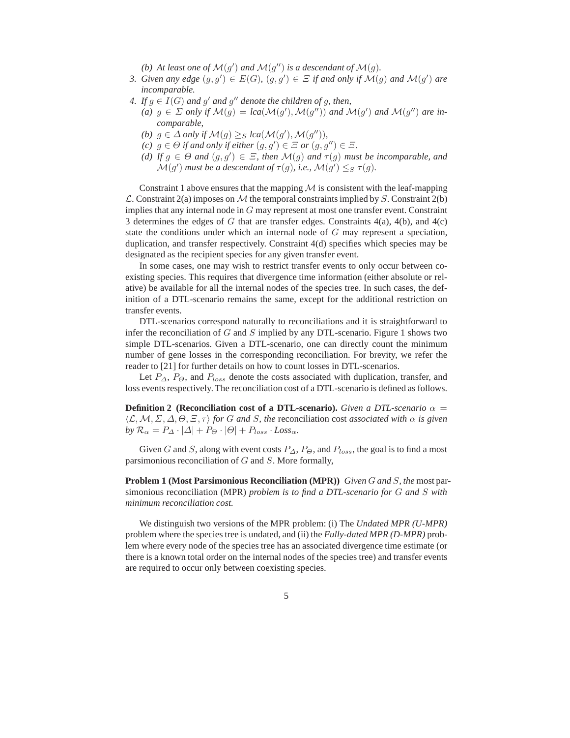*(b) At least one of $\mathcal{M}(g')$ and $\mathcal{M}(g'')$ is a descendant of $\mathcal{M}(g)$.*

3. *Given any edge $(g, g') \in E(G)$, $(g, g') \in \Xi$ if and only if $\mathcal{M}(g)$ and $\mathcal{M}(g')$ are incomparable.*
4. *If $g \in I(G)$ and $g'$ and $g''$ denote the children of $g$, then,*
   *(a) $g \in \Sigma$ only if $\mathcal{M}(g) = lca(\mathcal{M}(g'), \mathcal{M}(g''))$ and $\mathcal{M}(g')$ and $\mathcal{M}(g'')$ are incomparable,*
   *(b) $g \in \Delta$ only if $\mathcal{M}(g) \geq_S lca(\mathcal{M}(g'), \mathcal{M}(g''))$,*
   *(c) $g \in \Theta$ if and only if either $(g, g') \in \Xi$ or $(g, g'') \in \Xi$.*
   *(d) If $g \in \Theta$ and $(g, g') \in \Xi$, then $\mathcal{M}(g)$ and $\tau(g)$ must be incomparable, and $\mathcal{M}(g')$ must be a descendant of $\tau(g)$, i.e., $\mathcal{M}(g') \leq_S \tau(g)$.*

Constraint 1 above ensures that the mapping $\mathcal{M}$ is consistent with the leaf-mapping $\mathcal{L}$. Constraint 2(a) imposes on $\mathcal{M}$ the temporal constraints implied by $S$. Constraint 2(b) implies that any internal node in $G$ may represent at most one transfer event. Constraint 3 determines the edges of $G$ that are transfer edges. Constraints 4(a), 4(b), and 4(c) state the conditions under which an internal node of $G$ may represent a speciation, duplication, and transfer respectively. Constraint 4(d) specifies which species may be designated as the recipient species for any given transfer event.

In some cases, one may wish to restrict transfer events to only occur between coexisting species. This requires that divergence time information (either absolute or relative) be available for all the internal nodes of the species tree. In such cases, the definition of a DTL-scenario remains the same, except for the additional restriction on transfer events.

DTL-scenarios correspond naturally to reconciliations and it is straightforward to infer the reconciliation of $G$ and $S$ implied by any DTL-scenario. Figure 1 shows two simple DTL-scenarios. Given a DTL-scenario, one can directly count the minimum number of gene losses in the corresponding reconciliation. For brevity, we refer the reader to [21] for further details on how to count losses in DTL-scenarios.

Let $P_\Delta$, $P_\Theta$, and $P_{loss}$ denote the costs associated with duplication, transfer, and loss events respectively. The reconciliation cost of a DTL-scenario is defined as follows.

**Definition 2 (Reconciliation cost of a DTL-scenario).** *Given a DTL-scenario $\alpha = \langle \mathcal{L}, \mathcal{M}, \Sigma, \Delta, \Theta, \Xi, \tau \rangle$ for $G$ and $S$, the* reconciliation cost *associated with $\alpha$ is given by $\mathcal{R}_\alpha = P_\Delta \cdot |\Delta| + P_\Theta \cdot |\Theta| + P_{loss} \cdot Loss_\alpha$.*

Given $G$ and $S$, along with event costs $P_\Delta$, $P_\Theta$, and $P_{loss}$, the goal is to find a most parsimonious reconciliation of $G$ and $S$. More formally,

**Problem 1 (Most Parsimonious Reconciliation (MPR))** *Given $G$ and $S$, the* most parsimonious reconciliation (MPR) *problem is to find a DTL-scenario for $G$ and $S$ with minimum reconciliation cost.*

We distinguish two versions of the MPR problem: (i) The *Undated MPR (U-MPR)* problem where the species tree is undated, and (ii) the *Fully-dated MPR (D-MPR)* problem where every node of the species tree has an associated divergence time estimate (or there is a known total order on the internal nodes of the species tree) and transfer events are required to occur only between coexisting species.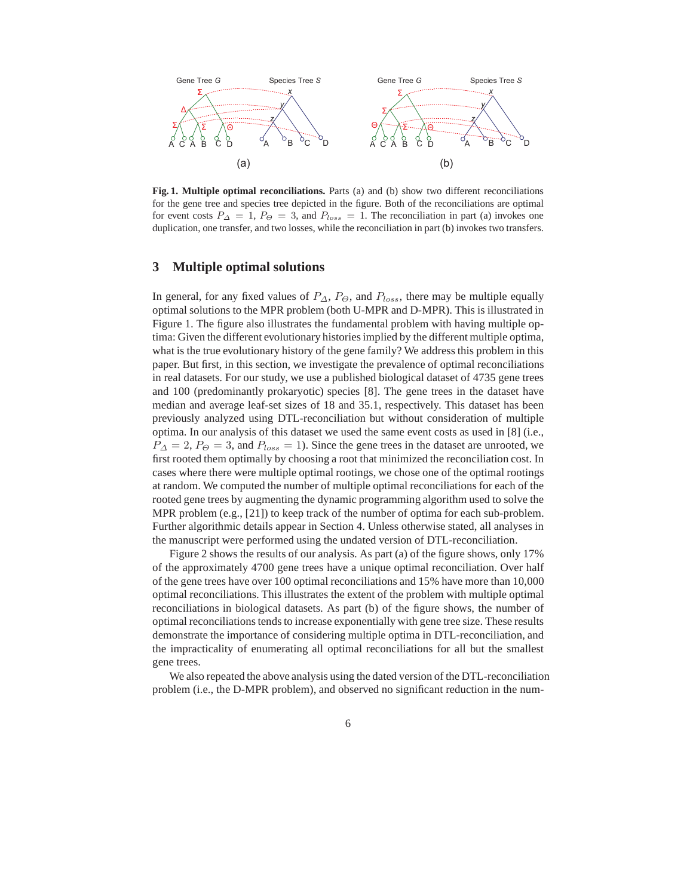**Fig. 1. Multiple optimal reconciliations.** Parts (a) and (b) show two different reconciliations for the gene tree and species tree depicted in the figure. Both of the reconciliations are optimal for event costs $P_\Delta = 1$, $P_\Theta = 3$, and $P_{loss} = 1$. The reconciliation in part (a) invokes one duplication, one transfer, and two losses, while the reconciliation in part (b) invokes two transfers.

## 3 Multiple optimal solutions

In general, for any fixed values of $P_\Delta$, $P_\Theta$, and $P_{loss}$, there may be multiple equally optimal solutions to the MPR problem (both U-MPR and D-MPR). This is illustrated in Figure 1. The figure also illustrates the fundamental problem with having multiple optima: Given the different evolutionary histories implied by the different multiple optima, what is the true evolutionary history of the gene family? We address this problem in this paper. But first, in this section, we investigate the prevalence of optimal reconciliations in real datasets. For our study, we use a published biological dataset of 4735 gene trees and 100 (predominantly prokaryotic) species [8]. The gene trees in the dataset have median and average leaf-set sizes of 18 and 35.1, respectively. This dataset has been previously analyzed using DTL-reconciliation but without consideration of multiple optima. In our analysis of this dataset we used the same event costs as used in [8] (i.e., $P_\Delta = 2$, $P_\Theta = 3$, and $P_{loss} = 1$). Since the gene trees in the dataset are unrooted, we first rooted them optimally by choosing a root that minimized the reconciliation cost. In cases where there were multiple optimal rootings, we chose one of the optimal rootings at random. We computed the number of multiple optimal reconciliations for each of the rooted gene trees by augmenting the dynamic programming algorithm used to solve the MPR problem (e.g., [21]) to keep track of the number of optima for each sub-problem. Further algorithmic details appear in Section 4. Unless otherwise stated, all analyses in the manuscript were performed using the undated version of DTL-reconciliation.

Figure 2 shows the results of our analysis. As part (a) of the figure shows, only 17% of the approximately 4700 gene trees have a unique optimal reconciliation. Over half of the gene trees have over 100 optimal reconciliations and 15% have more than 10,000 optimal reconciliations. This illustrates the extent of the problem with multiple optimal reconciliations in biological datasets. As part (b) of the figure shows, the number of optimal reconciliations tends to increase exponentially with gene tree size. These results demonstrate the importance of considering multiple optima in DTL-reconciliation, and the impracticality of enumerating all optimal reconciliations for all but the smallest gene trees.

We also repeated the above analysis using the dated version of the DTL-reconciliation problem (i.e., the D-MPR problem), and observed no significant reduction in the num-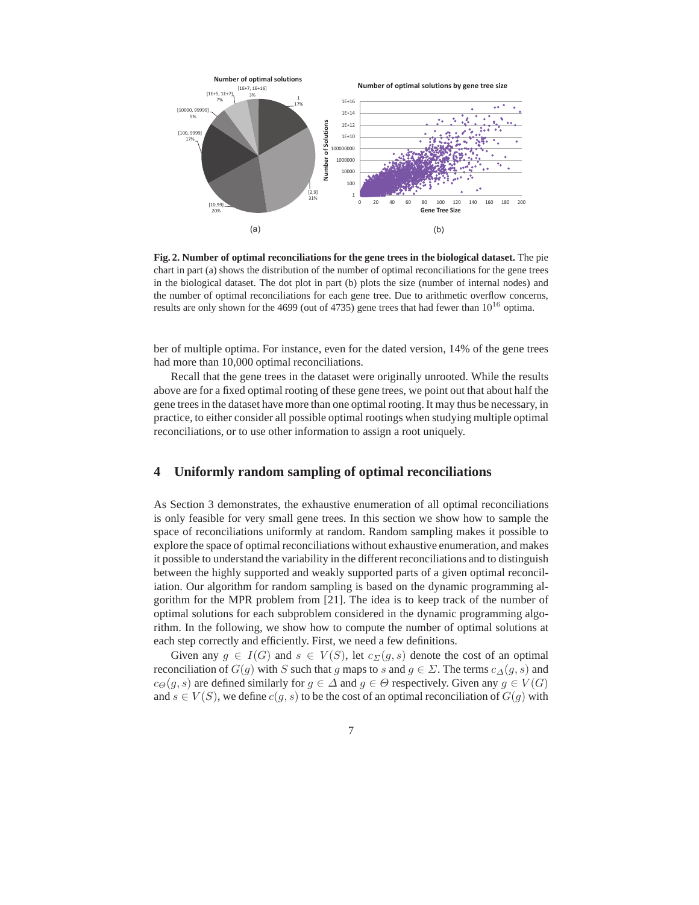**Fig. 2. Number of optimal reconciliations for the gene trees in the biological dataset.** The pie chart in part (a) shows the distribution of the number of optimal reconciliations for the gene trees in the biological dataset. The dot plot in part (b) plots the size (number of internal nodes) and the number of optimal reconciliations for each gene tree. Due to arithmetic overflow concerns, results are only shown for the 4699 (out of 4735) gene trees that had fewer than $10^{16}$ optima.

ber of multiple optima. For instance, even for the dated version, 14% of the gene trees had more than 10,000 optimal reconciliations.

Recall that the gene trees in the dataset were originally unrooted. While the results above are for a fixed optimal rooting of these gene trees, we point out that about half the gene trees in the dataset have more than one optimal rooting. It may thus be necessary, in practice, to either consider all possible optimal rootings when studying multiple optimal reconciliations, or to use other information to assign a root uniquely.

## 4 Uniformly random sampling of optimal reconciliations

As Section 3 demonstrates, the exhaustive enumeration of all optimal reconciliations is only feasible for very small gene trees. In this section we show how to sample the space of reconciliations uniformly at random. Random sampling makes it possible to explore the space of optimal reconciliations without exhaustive enumeration, and makes it possible to understand the variability in the different reconciliations and to distinguish between the highly supported and weakly supported parts of a given optimal reconciliation. Our algorithm for random sampling is based on the dynamic programming algorithm for the MPR problem from [21]. The idea is to keep track of the number of optimal solutions for each subproblem considered in the dynamic programming algorithm. In the following, we show how to compute the number of optimal solutions at each step correctly and efficiently. First, we need a few definitions.

Given any $g \in I(G)$ and $s \in V(S)$, let $c_{\Sigma}(g, s)$ denote the cost of an optimal reconciliation of $G(g)$ with $S$ such that $g$ maps to $s$ and $g \in \Sigma$. The terms $c_{\Delta}(g, s)$ and $c_{\Theta}(g, s)$ are defined similarly for $g \in \Delta$ and $g \in \Theta$ respectively. Given any $g \in V(G)$ and $s \in V(S)$, we define $c(g, s)$ to be the cost of an optimal reconciliation of $G(g)$ with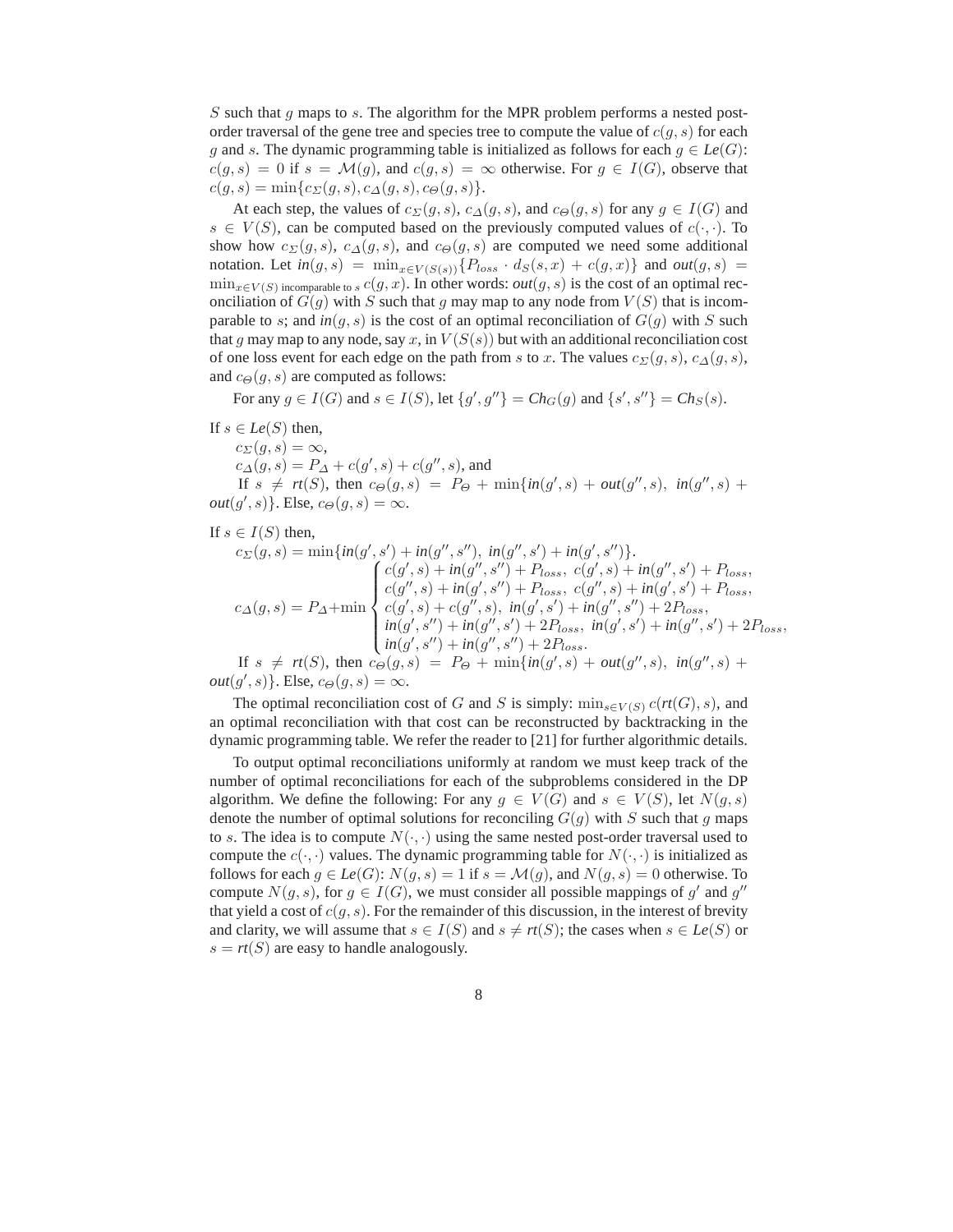$S$ such that $g$ maps to $s$. The algorithm for the MPR problem performs a nested post-order traversal of the gene tree and species tree to compute the value of $c(g, s)$ for each $g$ and $s$. The dynamic programming table is initialized as follows for each $g \in \mathit{Le}(G)$: $c(g, s) = 0$ if $s = \mathcal{M}(g)$, and $c(g, s) = \infty$ otherwise. For $g \in I(G)$, observe that $c(g, s) = \min\{c_{\Sigma}(g, s), c_{\Delta}(g, s), c_{\Theta}(g, s)\}$.

At each step, the values of $c_{\Sigma}(g, s)$, $c_{\Delta}(g, s)$, and $c_{\Theta}(g, s)$ for any $g \in I(G)$ and $s \in V(S)$, can be computed based on the previously computed values of $c(\cdot, \cdot)$. To show how $c_{\Sigma}(g, s)$, $c_{\Delta}(g, s)$, and $c_{\Theta}(g, s)$ are computed we need some additional notation. Let $\mathit{in}(g, s) = \min_{x \in V(S(s))}\{P_{loss} \cdot d_S(s, x) + c(g, x)\}$ and $\mathit{out}(g, s) = \min_{x \in V(S) \text{ incomparable to } s} c(g, x)$. In other words: $\mathit{out}(g, s)$ is the cost of an optimal reconciliation of $G(g)$ with $S$ such that $g$ may map to any node from $V(S)$ that is incomparable to $s$; and $\mathit{in}(g, s)$ is the cost of an optimal reconciliation of $G(g)$ with $S$ such that $g$ may map to any node, say $x$, in $V(S(s))$ but with an additional reconciliation cost of one loss event for each edge on the path from $s$ to $x$. The values $c_{\Sigma}(g, s)$, $c_{\Delta}(g, s)$, and $c_{\Theta}(g, s)$ are computed as follows:

For any $g \in I(G)$ and $s \in I(S)$, let $\{g', g''\} = \mathit{Ch}_G(g)$ and $\{s', s''\} = \mathit{Ch}_S(s)$.

If $s \in \mathit{Le}(S)$ then,

$c_{\Sigma}(g, s) = \infty$,

$c_{\Delta}(g, s) = P_{\Delta} + c(g', s) + c(g'', s)$, and

If $s \neq \mathit{rt}(S)$, then $c_{\Theta}(g, s) = P_{\Theta} + \min\{\mathit{in}(g', s) + \mathit{out}(g'', s),\ \mathit{in}(g'', s) + \mathit{out}(g', s)\}$. Else, $c_{\Theta}(g, s) = \infty$.

If $s \in I(S)$ then,

$c_{\Sigma}(g, s) = \min\{\mathit{in}(g', s') + \mathit{in}(g'', s''),\ \mathit{in}(g'', s') + \mathit{in}(g', s'')\}$.

$$c_{\Delta}(g, s) = P_{\Delta} + \min \begin{cases} c(g', s) + \mathit{in}(g'', s'') + P_{loss},\ c(g', s) + \mathit{in}(g'', s') + P_{loss}, \\ c(g'', s) + \mathit{in}(g', s'') + P_{loss},\ c(g'', s) + \mathit{in}(g', s') + P_{loss}, \\ c(g', s) + c(g'', s),\ \mathit{in}(g', s') + \mathit{in}(g'', s'') + 2P_{loss}, \\ \mathit{in}(g', s'') + \mathit{in}(g'', s') + 2P_{loss},\ \mathit{in}(g', s') + \mathit{in}(g'', s') + 2P_{loss}, \\ \mathit{in}(g', s'') + \mathit{in}(g'', s'') + 2P_{loss}. \end{cases}$$

If $s \neq \mathit{rt}(S)$, then $c_{\Theta}(g, s) = P_{\Theta} + \min\{\mathit{in}(g', s) + \mathit{out}(g'', s),\ \mathit{in}(g'', s) + \mathit{out}(g', s)\}$. Else, $c_{\Theta}(g, s) = \infty$.

The optimal reconciliation cost of $G$ and $S$ is simply: $\min_{s \in V(S)} c(\mathit{rt}(G), s)$, and an optimal reconciliation with that cost can be reconstructed by backtracking in the dynamic programming table. We refer the reader to [21] for further algorithmic details.

To output optimal reconciliations uniformly at random we must keep track of the number of optimal reconciliations for each of the subproblems considered in the DP algorithm. We define the following: For any $g \in V(G)$ and $s \in V(S)$, let $N(g, s)$ denote the number of optimal solutions for reconciling $G(g)$ with $S$ such that $g$ maps to $s$. The idea is to compute $N(\cdot, \cdot)$ using the same nested post-order traversal used to compute the $c(\cdot, \cdot)$ values. The dynamic programming table for $N(\cdot, \cdot)$ is initialized as follows for each $g \in \mathit{Le}(G)$: $N(g, s) = 1$ if $s = \mathcal{M}(g)$, and $N(g, s) = 0$ otherwise. To compute $N(g, s)$, for $g \in I(G)$, we must consider all possible mappings of $g'$ and $g''$ that yield a cost of $c(g, s)$. For the remainder of this discussion, in the interest of brevity and clarity, we will assume that $s \in I(S)$ and $s \neq \mathit{rt}(S)$; the cases when $s \in \mathit{Le}(S)$ or $s = \mathit{rt}(S)$ are easy to handle analogously.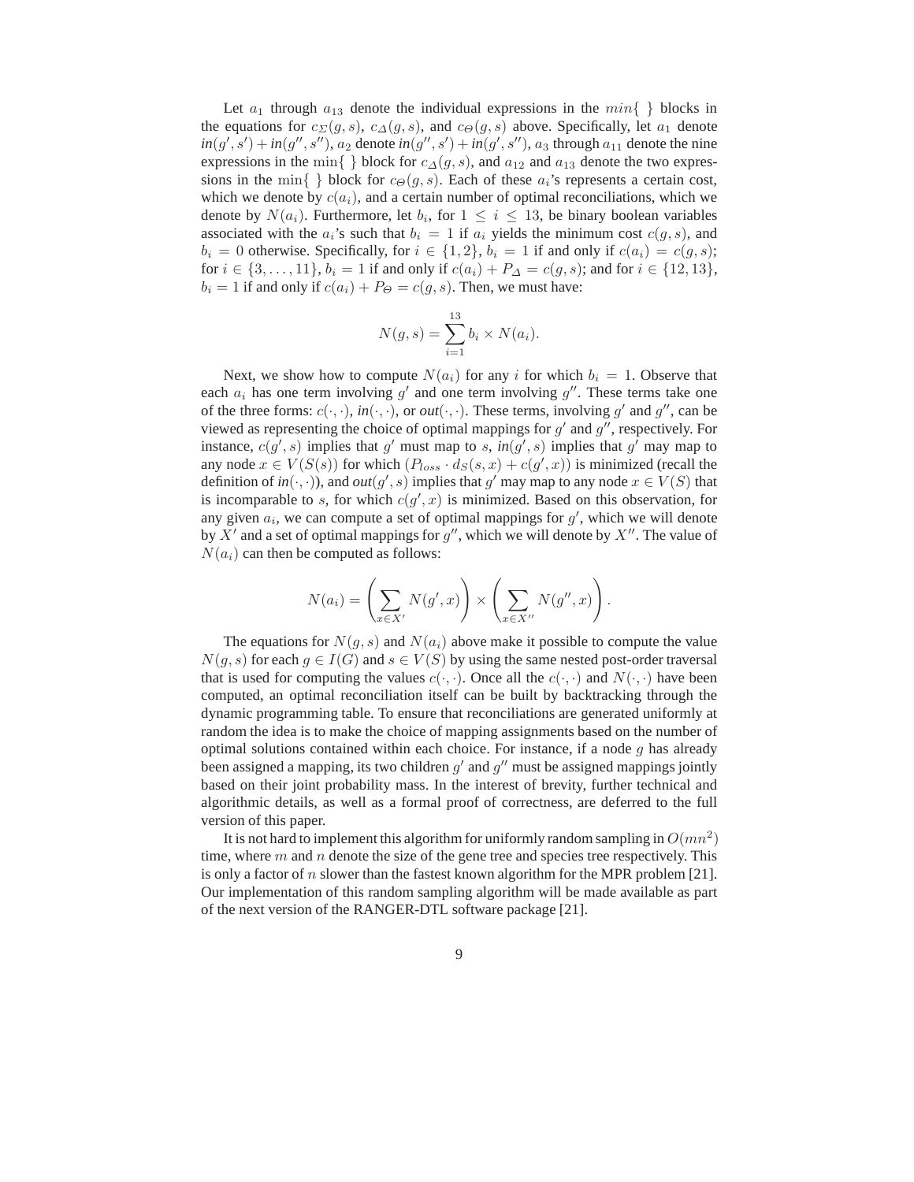Let $a_1$ through $a_{13}$ denote the individual expressions in the $min\{ \}$ blocks in the equations for $c_\Sigma(g,s)$, $c_\Delta(g,s)$, and $c_\Theta(g,s)$ above. Specifically, let $a_1$ denote $in(g',s') + in(g'',s'')$, $a_2$ denote $in(g'',s') + in(g',s'')$, $a_3$ through $a_{11}$ denote the nine expressions in the $\min\{ \}$ block for $c_\Delta(g,s)$, and $a_{12}$ and $a_{13}$ denote the two expressions in the $\min\{ \}$ block for $c_\Theta(g,s)$. Each of these $a_i$'s represents a certain cost, which we denote by $c(a_i)$, and a certain number of optimal reconciliations, which we denote by $N(a_i)$. Furthermore, let $b_i$, for $1 \le i \le 13$, be binary boolean variables associated with the $a_i$'s such that $b_i = 1$ if $a_i$ yields the minimum cost $c(g,s)$, and $b_i = 0$ otherwise. Specifically, for $i \in \{1,2\}$, $b_i = 1$ if and only if $c(a_i) = c(g,s)$; for $i \in \{3,\ldots,11\}$, $b_i = 1$ if and only if $c(a_i) + P_\Delta = c(g,s)$; and for $i \in \{12,13\}$, $b_i = 1$ if and only if $c(a_i) + P_\Theta = c(g,s)$. Then, we must have:

$$N(g,s) = \sum_{i=1}^{13} b_i \times N(a_i).$$

Next, we show how to compute $N(a_i)$ for any $i$ for which $b_i = 1$. Observe that each $a_i$ has one term involving $g'$ and one term involving $g''$. These terms take one of the three forms: $c(\cdot,\cdot)$, $in(\cdot,\cdot)$, or $out(\cdot,\cdot)$. These terms, involving $g'$ and $g''$, can be viewed as representing the choice of optimal mappings for $g'$ and $g''$, respectively. For instance, $c(g',s)$ implies that $g'$ must map to $s$, $in(g',s)$ implies that $g'$ may map to any node $x \in V(S(s))$ for which $(P_{loss} \cdot d_S(s,x) + c(g',x))$ is minimized (recall the definition of $in(\cdot,\cdot)$), and $out(g',s)$ implies that $g'$ may map to any node $x \in V(S)$ that is incomparable to $s$, for which $c(g',x)$ is minimized. Based on this observation, for any given $a_i$, we can compute a set of optimal mappings for $g'$, which we will denote by $X'$ and a set of optimal mappings for $g''$, which we will denote by $X''$. The value of $N(a_i)$ can then be computed as follows:

$$N(a_i) = \left( \sum_{x \in X'} N(g',x) \right) \times \left( \sum_{x \in X''} N(g'',x) \right).$$

The equations for $N(g,s)$ and $N(a_i)$ above make it possible to compute the value $N(g,s)$ for each $g \in I(G)$ and $s \in V(S)$ by using the same nested post-order traversal that is used for computing the values $c(\cdot,\cdot)$. Once all the $c(\cdot,\cdot)$ and $N(\cdot,\cdot)$ have been computed, an optimal reconciliation itself can be built by backtracking through the dynamic programming table. To ensure that reconciliations are generated uniformly at random the idea is to make the choice of mapping assignments based on the number of optimal solutions contained within each choice. For instance, if a node $g$ has already been assigned a mapping, its two children $g'$ and $g''$ must be assigned mappings jointly based on their joint probability mass. In the interest of brevity, further technical and algorithmic details, as well as a formal proof of correctness, are deferred to the full version of this paper.

It is not hard to implement this algorithm for uniformly random sampling in $O(mn^2)$ time, where $m$ and $n$ denote the size of the gene tree and species tree respectively. This is only a factor of $n$ slower than the fastest known algorithm for the MPR problem [21]. Our implementation of this random sampling algorithm will be made available as part of the next version of the RANGER-DTL software package [21].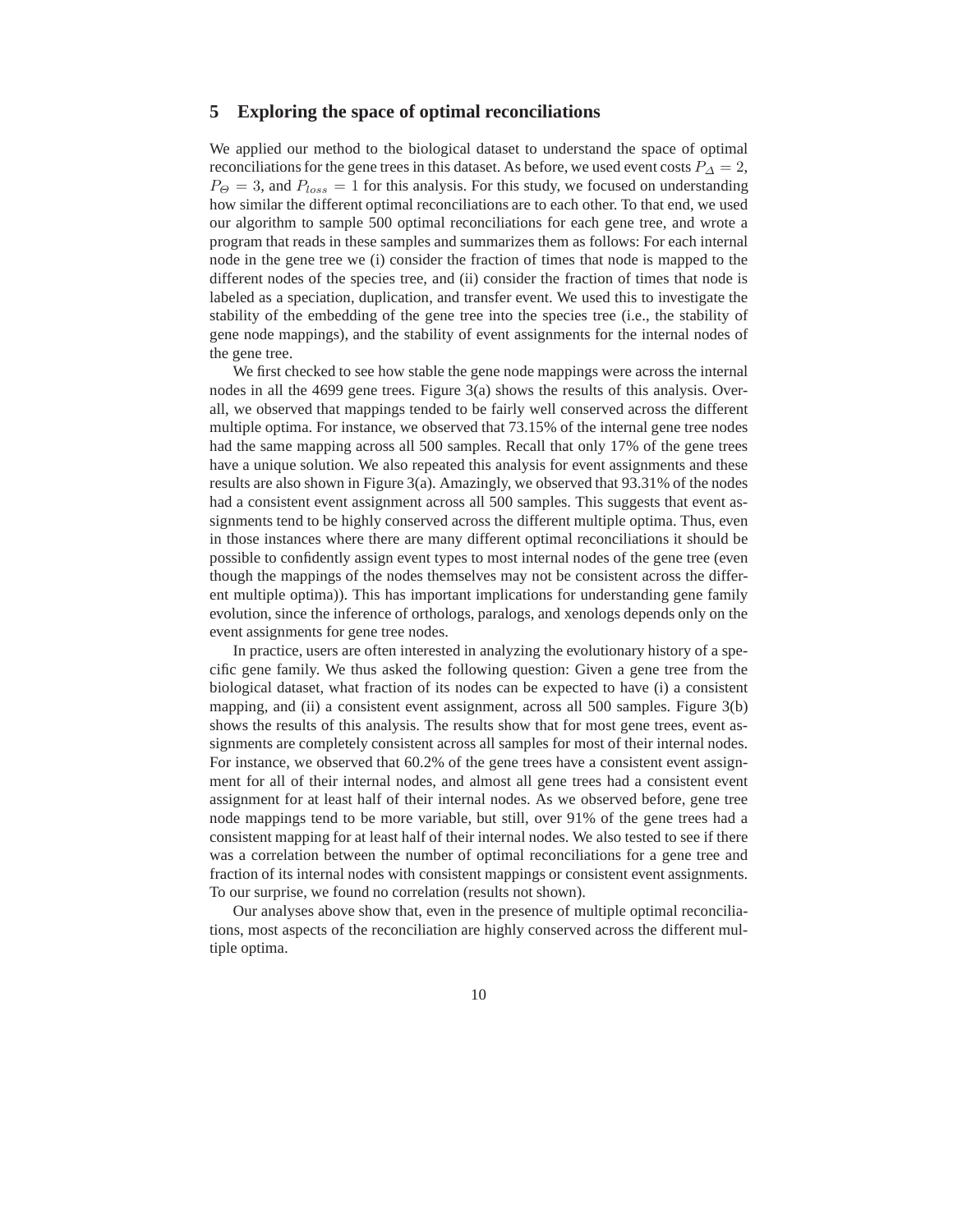## 5 Exploring the space of optimal reconciliations

We applied our method to the biological dataset to understand the space of optimal reconciliations for the gene trees in this dataset. As before, we used event costs $P_{\Delta} = 2$, $P_{\Theta} = 3$, and $P_{loss} = 1$ for this analysis. For this study, we focused on understanding how similar the different optimal reconciliations are to each other. To that end, we used our algorithm to sample 500 optimal reconciliations for each gene tree, and wrote a program that reads in these samples and summarizes them as follows: For each internal node in the gene tree we (i) consider the fraction of times that node is mapped to the different nodes of the species tree, and (ii) consider the fraction of times that node is labeled as a speciation, duplication, and transfer event. We used this to investigate the stability of the embedding of the gene tree into the species tree (i.e., the stability of gene node mappings), and the stability of event assignments for the internal nodes of the gene tree.

We first checked to see how stable the gene node mappings were across the internal nodes in all the 4699 gene trees. Figure 3(a) shows the results of this analysis. Overall, we observed that mappings tended to be fairly well conserved across the different multiple optima. For instance, we observed that 73.15% of the internal gene tree nodes had the same mapping across all 500 samples. Recall that only 17% of the gene trees have a unique solution. We also repeated this analysis for event assignments and these results are also shown in Figure 3(a). Amazingly, we observed that 93.31% of the nodes had a consistent event assignment across all 500 samples. This suggests that event assignments tend to be highly conserved across the different multiple optima. Thus, even in those instances where there are many different optimal reconciliations it should be possible to confidently assign event types to most internal nodes of the gene tree (even though the mappings of the nodes themselves may not be consistent across the different multiple optima)). This has important implications for understanding gene family evolution, since the inference of orthologs, paralogs, and xenologs depends only on the event assignments for gene tree nodes.

In practice, users are often interested in analyzing the evolutionary history of a specific gene family. We thus asked the following question: Given a gene tree from the biological dataset, what fraction of its nodes can be expected to have (i) a consistent mapping, and (ii) a consistent event assignment, across all 500 samples. Figure 3(b) shows the results of this analysis. The results show that for most gene trees, event assignments are completely consistent across all samples for most of their internal nodes. For instance, we observed that 60.2% of the gene trees have a consistent event assignment for all of their internal nodes, and almost all gene trees had a consistent event assignment for at least half of their internal nodes. As we observed before, gene tree node mappings tend to be more variable, but still, over 91% of the gene trees had a consistent mapping for at least half of their internal nodes. We also tested to see if there was a correlation between the number of optimal reconciliations for a gene tree and fraction of its internal nodes with consistent mappings or consistent event assignments. To our surprise, we found no correlation (results not shown).

Our analyses above show that, even in the presence of multiple optimal reconciliations, most aspects of the reconciliation are highly conserved across the different multiple optima.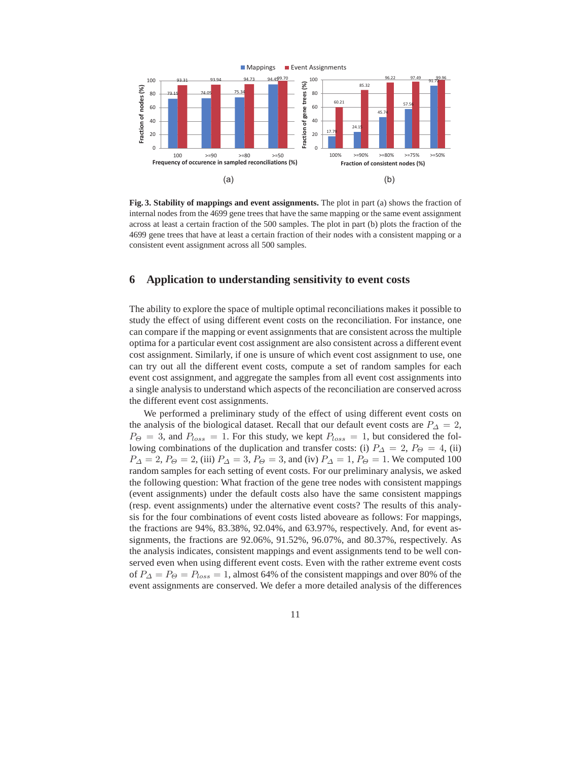**Fig. 3. Stability of mappings and event assignments.** The plot in part (a) shows the fraction of internal nodes from the 4699 gene trees that have the same mapping or the same event assignment across at least a certain fraction of the 500 samples. The plot in part (b) plots the fraction of the 4699 gene trees that have at least a certain fraction of their nodes with a consistent mapping or a consistent event assignment across all 500 samples.

## 6 Application to understanding sensitivity to event costs

The ability to explore the space of multiple optimal reconciliations makes it possible to study the effect of using different event costs on the reconciliation. For instance, one can compare if the mapping or event assignments that are consistent across the multiple optima for a particular event cost assignment are also consistent across a different event cost assignment. Similarly, if one is unsure of which event cost assignment to use, one can try out all the different event costs, compute a set of random samples for each event cost assignment, and aggregate the samples from all event cost assignments into a single analysis to understand which aspects of the reconciliation are conserved across the different event cost assignments.

We performed a preliminary study of the effect of using different event costs on the analysis of the biological dataset. Recall that our default event costs are $P_\Delta = 2$, $P_\Theta = 3$, and $P_{loss} = 1$. For this study, we kept $P_{loss} = 1$, but considered the following combinations of the duplication and transfer costs: (i) $P_\Delta = 2$, $P_\Theta = 4$, (ii) $P_\Delta = 2$, $P_\Theta = 2$, (iii) $P_\Delta = 3$, $P_\Theta = 3$, and (iv) $P_\Delta = 1$, $P_\Theta = 1$. We computed 100 random samples for each setting of event costs. For our preliminary analysis, we asked the following question: What fraction of the gene tree nodes with consistent mappings (event assignments) under the default costs also have the same consistent mappings (resp. event assignments) under the alternative event costs? The results of this analysis for the four combinations of event costs listed aboveare as follows: For mappings, the fractions are 94%, 83.38%, 92.04%, and 63.97%, respectively. And, for event assignments, the fractions are 92.06%, 91.52%, 96.07%, and 80.37%, respectively. As the analysis indicates, consistent mappings and event assignments tend to be well conserved even when using different event costs. Even with the rather extreme event costs of $P_\Delta = P_\Theta = P_{loss} = 1$, almost 64% of the consistent mappings and over 80% of the event assignments are conserved. We defer a more detailed analysis of the differences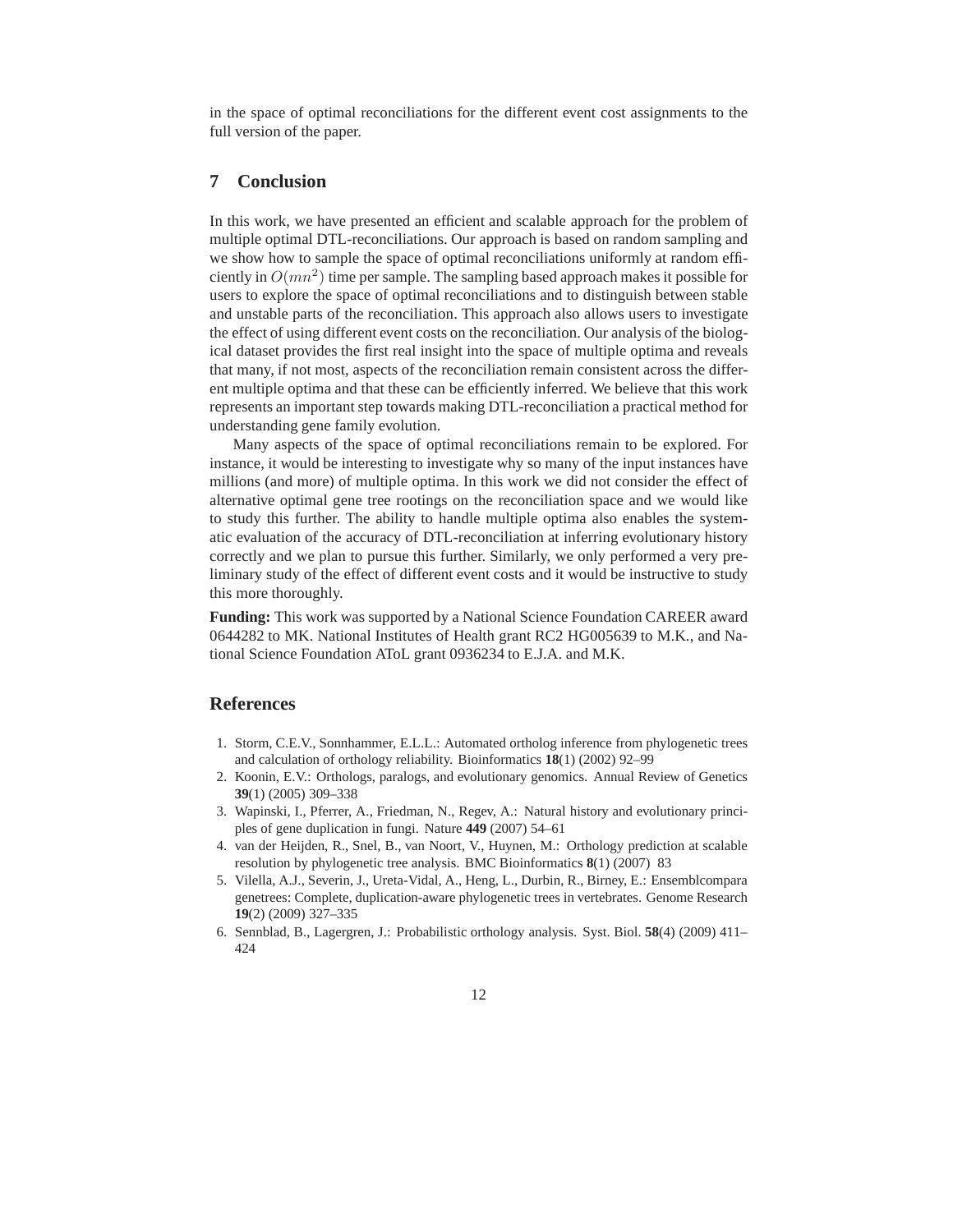in the space of optimal reconciliations for the different event cost assignments to the full version of the paper.

## 7 Conclusion

In this work, we have presented an efficient and scalable approach for the problem of multiple optimal DTL-reconciliations. Our approach is based on random sampling and we show how to sample the space of optimal reconciliations uniformly at random efficiently in $O(mn^2)$ time per sample. The sampling based approach makes it possible for users to explore the space of optimal reconciliations and to distinguish between stable and unstable parts of the reconciliation. This approach also allows users to investigate the effect of using different event costs on the reconciliation. Our analysis of the biological dataset provides the first real insight into the space of multiple optima and reveals that many, if not most, aspects of the reconciliation remain consistent across the different multiple optima and that these can be efficiently inferred. We believe that this work represents an important step towards making DTL-reconciliation a practical method for understanding gene family evolution.

Many aspects of the space of optimal reconciliations remain to be explored. For instance, it would be interesting to investigate why so many of the input instances have millions (and more) of multiple optima. In this work we did not consider the effect of alternative optimal gene tree rootings on the reconciliation space and we would like to study this further. The ability to handle multiple optima also enables the systematic evaluation of the accuracy of DTL-reconciliation at inferring evolutionary history correctly and we plan to pursue this further. Similarly, we only performed a very preliminary study of the effect of different event costs and it would be instructive to study this more thoroughly.

**Funding:** This work was supported by a National Science Foundation CAREER award 0644282 to MK. National Institutes of Health grant RC2 HG005639 to M.K., and National Science Foundation AToL grant 0936234 to E.J.A. and M.K.

## References

1. Storm, C.E.V., Sonnhammer, E.L.L.: Automated ortholog inference from phylogenetic trees and calculation of orthology reliability. Bioinformatics **18**(1) (2002) 92–99
2. Koonin, E.V.: Orthologs, paralogs, and evolutionary genomics. Annual Review of Genetics **39**(1) (2005) 309–338
3. Wapinski, I., Pferrer, A., Friedman, N., Regev, A.: Natural history and evolutionary principles of gene duplication in fungi. Nature **449** (2007) 54–61
4. van der Heijden, R., Snel, B., van Noort, V., Huynen, M.: Orthology prediction at scalable resolution by phylogenetic tree analysis. BMC Bioinformatics **8**(1) (2007) 83
5. Vilella, A.J., Severin, J., Ureta-Vidal, A., Heng, L., Durbin, R., Birney, E.: Ensemblcompara genetrees: Complete, duplication-aware phylogenetic trees in vertebrates. Genome Research **19**(2) (2009) 327–335
6. Sennblad, B., Lagergren, J.: Probabilistic orthology analysis. Syst. Biol. **58**(4) (2009) 411–424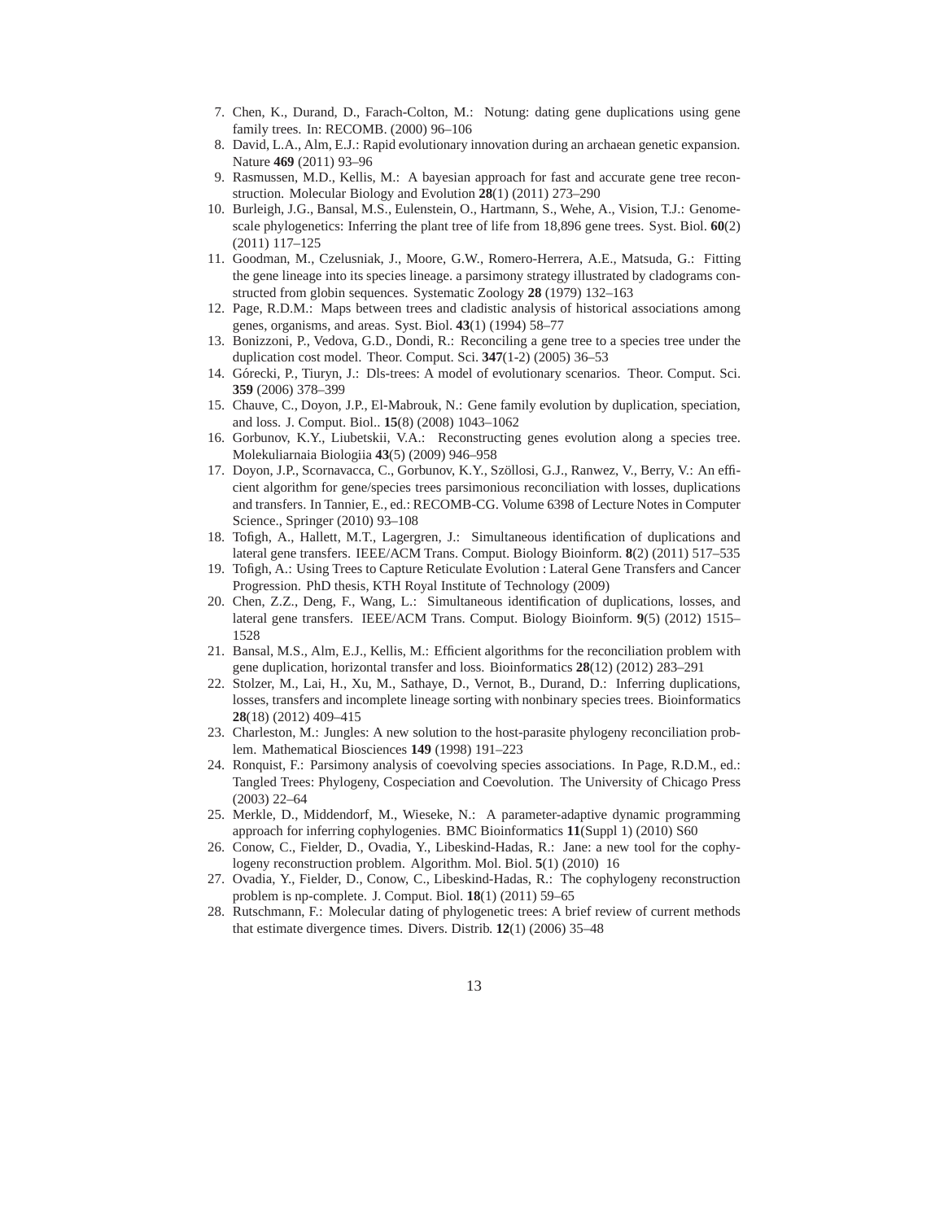7. Chen, K., Durand, D., Farach-Colton, M.: Notung: dating gene duplications using gene family trees. In: RECOMB. (2000) 96–106
8. David, L.A., Alm, E.J.: Rapid evolutionary innovation during an archaean genetic expansion. Nature **469** (2011) 93–96
9. Rasmussen, M.D., Kellis, M.: A bayesian approach for fast and accurate gene tree reconstruction. Molecular Biology and Evolution **28**(1) (2011) 273–290
10. Burleigh, J.G., Bansal, M.S., Eulenstein, O., Hartmann, S., Wehe, A., Vision, T.J.: Genome-scale phylogenetics: Inferring the plant tree of life from 18,896 gene trees. Syst. Biol. **60**(2) (2011) 117–125
11. Goodman, M., Czelusniak, J., Moore, G.W., Romero-Herrera, A.E., Matsuda, G.: Fitting the gene lineage into its species lineage. a parsimony strategy illustrated by cladograms constructed from globin sequences. Systematic Zoology **28** (1979) 132–163
12. Page, R.D.M.: Maps between trees and cladistic analysis of historical associations among genes, organisms, and areas. Syst. Biol. **43**(1) (1994) 58–77
13. Bonizzoni, P., Vedova, G.D., Dondi, R.: Reconciling a gene tree to a species tree under the duplication cost model. Theor. Comput. Sci. **347**(1-2) (2005) 36–53
14. Górecki, P., Tiuryn, J.: Dls-trees: A model of evolutionary scenarios. Theor. Comput. Sci. **359** (2006) 378–399
15. Chauve, C., Doyon, J.P., El-Mabrouk, N.: Gene family evolution by duplication, speciation, and loss. J. Comput. Biol.. **15**(8) (2008) 1043–1062
16. Gorbunov, K.Y., Liubetskii, V.A.: Reconstructing genes evolution along a species tree. Molekuliarnaia Biologiia **43**(5) (2009) 946–958
17. Doyon, J.P., Scornavacca, C., Gorbunov, K.Y., Szöllosi, G.J., Ranwez, V., Berry, V.: An efficient algorithm for gene/species trees parsimonious reconciliation with losses, duplications and transfers. In Tannier, E., ed.: RECOMB-CG. Volume 6398 of Lecture Notes in Computer Science., Springer (2010) 93–108
18. Tofigh, A., Hallett, M.T., Lagergren, J.: Simultaneous identification of duplications and lateral gene transfers. IEEE/ACM Trans. Comput. Biology Bioinform. **8**(2) (2011) 517–535
19. Tofigh, A.: Using Trees to Capture Reticulate Evolution : Lateral Gene Transfers and Cancer Progression. PhD thesis, KTH Royal Institute of Technology (2009)
20. Chen, Z.Z., Deng, F., Wang, L.: Simultaneous identification of duplications, losses, and lateral gene transfers. IEEE/ACM Trans. Comput. Biology Bioinform. **9**(5) (2012) 1515–1528
21. Bansal, M.S., Alm, E.J., Kellis, M.: Efficient algorithms for the reconciliation problem with gene duplication, horizontal transfer and loss. Bioinformatics **28**(12) (2012) 283–291
22. Stolzer, M., Lai, H., Xu, M., Sathaye, D., Vernot, B., Durand, D.: Inferring duplications, losses, transfers and incomplete lineage sorting with nonbinary species trees. Bioinformatics **28**(18) (2012) 409–415
23. Charleston, M.: Jungles: A new solution to the host-parasite phylogeny reconciliation problem. Mathematical Biosciences **149** (1998) 191–223
24. Ronquist, F.: Parsimony analysis of coevolving species associations. In Page, R.D.M., ed.: Tangled Trees: Phylogeny, Cospeciation and Coevolution. The University of Chicago Press (2003) 22–64
25. Merkle, D., Middendorf, M., Wieseke, N.: A parameter-adaptive dynamic programming approach for inferring cophylogenies. BMC Bioinformatics **11**(Suppl 1) (2010) S60
26. Conow, C., Fielder, D., Ovadia, Y., Libeskind-Hadas, R.: Jane: a new tool for the cophylogeny reconstruction problem. Algorithm. Mol. Biol. **5**(1) (2010) 16
27. Ovadia, Y., Fielder, D., Conow, C., Libeskind-Hadas, R.: The cophylogeny reconstruction problem is np-complete. J. Comput. Biol. **18**(1) (2011) 59–65
28. Rutschmann, F.: Molecular dating of phylogenetic trees: A brief review of current methods that estimate divergence times. Divers. Distrib. **12**(1) (2006) 35–48